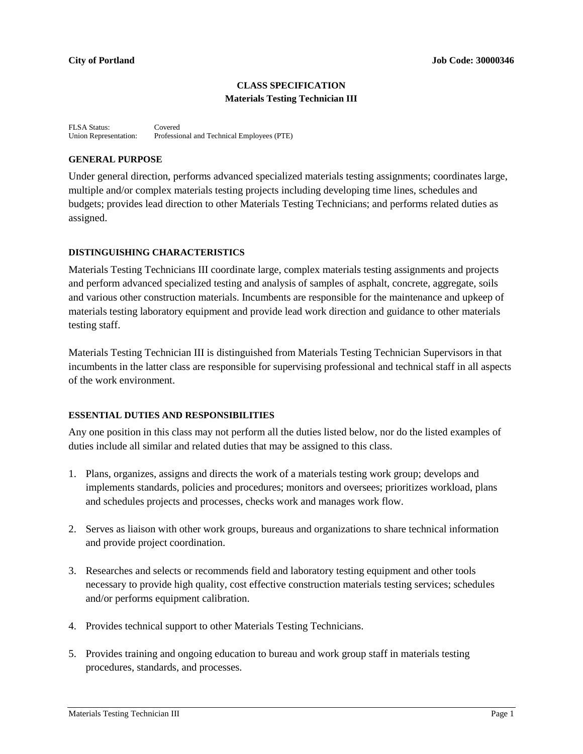**City of Portland** **Job Code: 30000346**

# CLASS SPECIFICATION
## Materials Testing Technician III

FLSA Status: Covered
Union Representation: Professional and Technical Employees (PTE)

### GENERAL PURPOSE

Under general direction, performs advanced specialized materials testing assignments; coordinates large, multiple and/or complex materials testing projects including developing time lines, schedules and budgets; provides lead direction to other Materials Testing Technicians; and performs related duties as assigned.

### DISTINGUISHING CHARACTERISTICS

Materials Testing Technicians III coordinate large, complex materials testing assignments and projects and perform advanced specialized testing and analysis of samples of asphalt, concrete, aggregate, soils and various other construction materials. Incumbents are responsible for the maintenance and upkeep of materials testing laboratory equipment and provide lead work direction and guidance to other materials testing staff.

Materials Testing Technician III is distinguished from Materials Testing Technician Supervisors in that incumbents in the latter class are responsible for supervising professional and technical staff in all aspects of the work environment.

### ESSENTIAL DUTIES AND RESPONSIBILITIES

Any one position in this class may not perform all the duties listed below, nor do the listed examples of duties include all similar and related duties that may be assigned to this class.

1. Plans, organizes, assigns and directs the work of a materials testing work group; develops and implements standards, policies and procedures; monitors and oversees; prioritizes workload, plans and schedules projects and processes, checks work and manages work flow.

2. Serves as liaison with other work groups, bureaus and organizations to share technical information and provide project coordination.

3. Researches and selects or recommends field and laboratory testing equipment and other tools necessary to provide high quality, cost effective construction materials testing services; schedules and/or performs equipment calibration.

4. Provides technical support to other Materials Testing Technicians.

5. Provides training and ongoing education to bureau and work group staff in materials testing procedures, standards, and processes.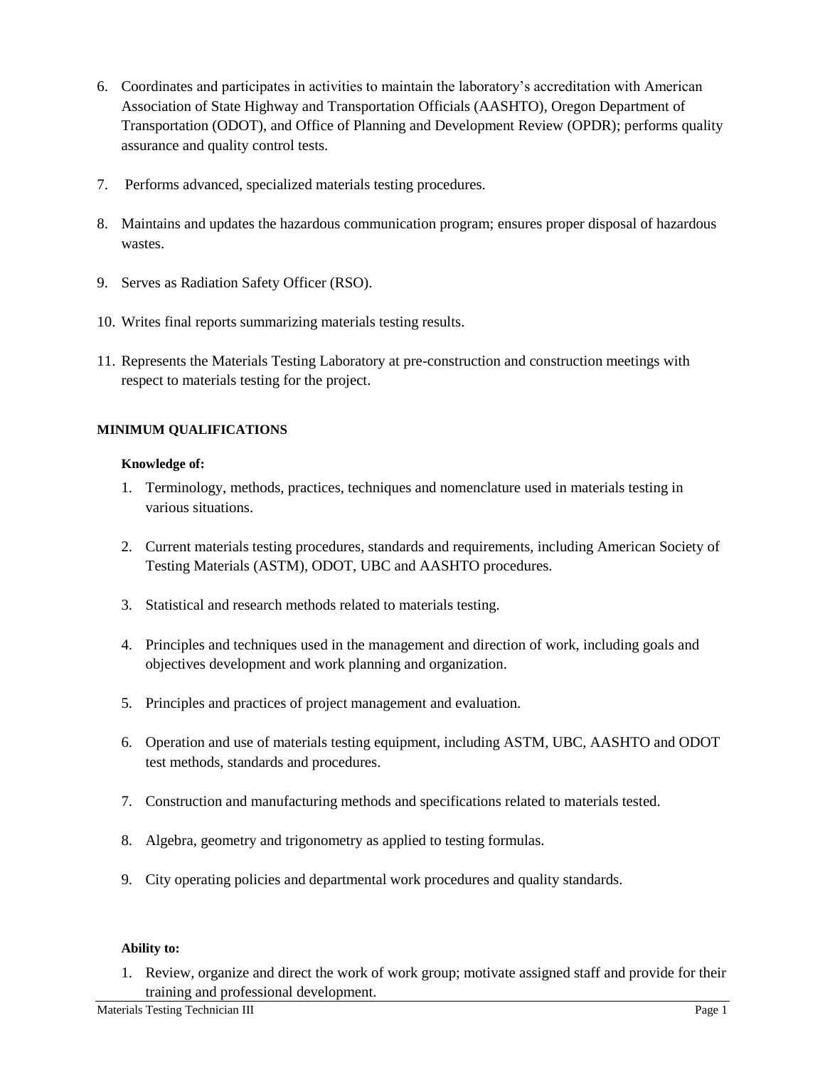6. Coordinates and participates in activities to maintain the laboratory's accreditation with American Association of State Highway and Transportation Officials (AASHTO), Oregon Department of Transportation (ODOT), and Office of Planning and Development Review (OPDR); performs quality assurance and quality control tests.

7. Performs advanced, specialized materials testing procedures.

8. Maintains and updates the hazardous communication program; ensures proper disposal of hazardous wastes.

9. Serves as Radiation Safety Officer (RSO).

10. Writes final reports summarizing materials testing results.

11. Represents the Materials Testing Laboratory at pre-construction and construction meetings with respect to materials testing for the project.

**MINIMUM QUALIFICATIONS**

**Knowledge of:**

1. Terminology, methods, practices, techniques and nomenclature used in materials testing in various situations.

2. Current materials testing procedures, standards and requirements, including American Society of Testing Materials (ASTM), ODOT, UBC and AASHTO procedures.

3. Statistical and research methods related to materials testing.

4. Principles and techniques used in the management and direction of work, including goals and objectives development and work planning and organization.

5. Principles and practices of project management and evaluation.

6. Operation and use of materials testing equipment, including ASTM, UBC, AASHTO and ODOT test methods, standards and procedures.

7. Construction and manufacturing methods and specifications related to materials tested.

8. Algebra, geometry and trigonometry as applied to testing formulas.

9. City operating policies and departmental work procedures and quality standards.

**Ability to:**

1. Review, organize and direct the work of work group; motivate assigned staff and provide for their training and professional development.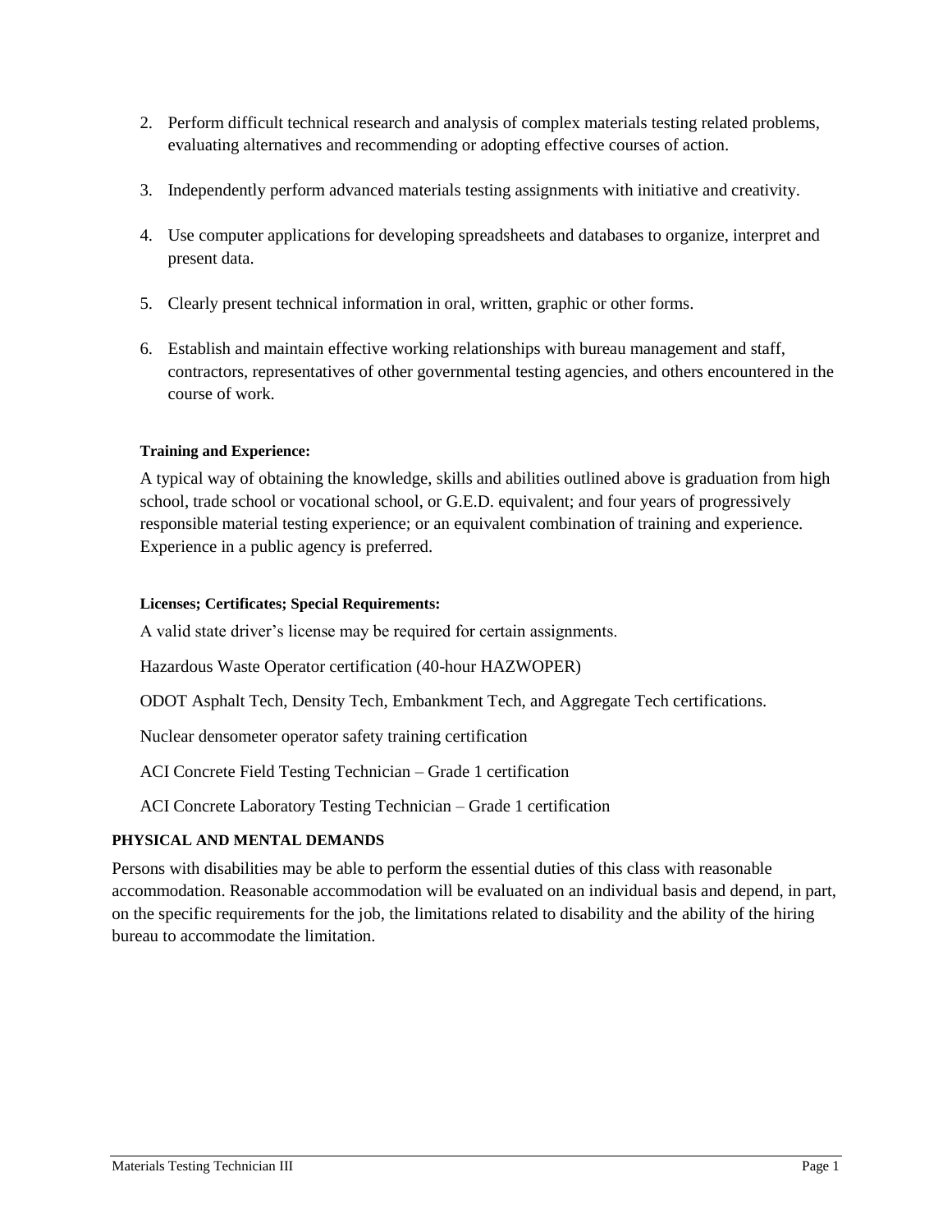2. Perform difficult technical research and analysis of complex materials testing related problems, evaluating alternatives and recommending or adopting effective courses of action.

3. Independently perform advanced materials testing assignments with initiative and creativity.

4. Use computer applications for developing spreadsheets and databases to organize, interpret and present data.

5. Clearly present technical information in oral, written, graphic or other forms.

6. Establish and maintain effective working relationships with bureau management and staff, contractors, representatives of other governmental testing agencies, and others encountered in the course of work.

#### Training and Experience:

A typical way of obtaining the knowledge, skills and abilities outlined above is graduation from high school, trade school or vocational school, or G.E.D. equivalent; and four years of progressively responsible material testing experience; or an equivalent combination of training and experience. Experience in a public agency is preferred.

#### Licenses; Certificates; Special Requirements:

A valid state driver's license may be required for certain assignments.

Hazardous Waste Operator certification (40-hour HAZWOPER)

ODOT Asphalt Tech, Density Tech, Embankment Tech, and Aggregate Tech certifications.

Nuclear densometer operator safety training certification

ACI Concrete Field Testing Technician – Grade 1 certification

ACI Concrete Laboratory Testing Technician – Grade 1 certification

## PHYSICAL AND MENTAL DEMANDS

Persons with disabilities may be able to perform the essential duties of this class with reasonable accommodation. Reasonable accommodation will be evaluated on an individual basis and depend, in part, on the specific requirements for the job, the limitations related to disability and the ability of the hiring bureau to accommodate the limitation.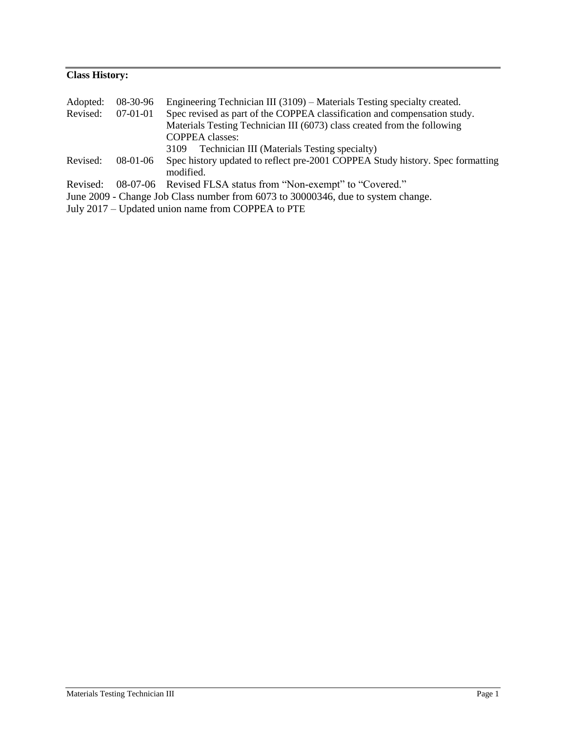**Class History:**

| | | |
|---|---|---|
| Adopted: | 08-30-96 | Engineering Technician III (3109) – Materials Testing specialty created. |
| Revised: | 07-01-01 | Spec revised as part of the COPPEA classification and compensation study. Materials Testing Technician III (6073) class created from the following COPPEA classes:<br>3109 Technician III (Materials Testing specialty) |
| Revised: | 08-01-06 | Spec history updated to reflect pre-2001 COPPEA Study history. Spec formatting modified. |
| Revised: | 08-07-06 | Revised FLSA status from "Non-exempt" to "Covered." |

June 2009 - Change Job Class number from 6073 to 30000346, due to system change.

July 2017 – Updated union name from COPPEA to PTE